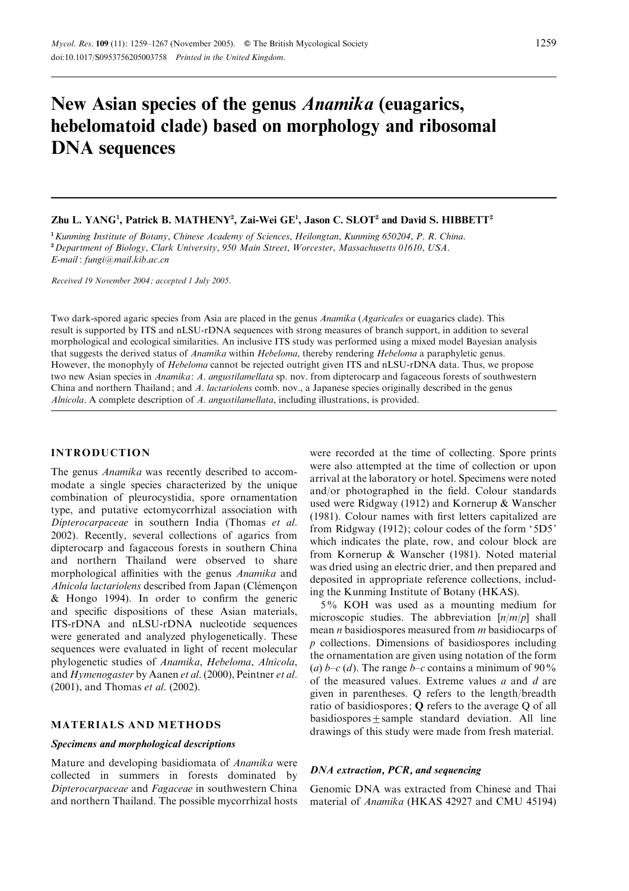# New Asian species of the genus *Anamika* (euagarics, hebelomatoid clade) based on morphology and ribosomal DNA sequences

**Zhu L. YANG[1], Patrick B. MATHENY[2], Zai-Wei GE[1], Jason C. SLOT[2] and David S. HIBBETT[2]**

[1] *Kunming Institute of Botany, Chinese Academy of Sciences, Heilongtan, Kunming 650204, P. R. China.*
[2] *Department of Biology, Clark University, 950 Main Street, Worcester, Massachusetts 01610, USA.*
*E-mail*: *fungi@mail.kib.ac.cn*

*Received 19 November 2004; accepted 1 July 2005.*

Two dark-spored agaric species from Asia are placed in the genus *Anamika* (*Agaricales* or euagarics clade). This result is supported by ITS and nLSU-rDNA sequences with strong measures of branch support, in addition to several morphological and ecological similarities. An inclusive ITS study was performed using a mixed model Bayesian analysis that suggests the derived status of *Anamika* within *Hebeloma*, thereby rendering *Hebeloma* a paraphyletic genus. However, the monophyly of *Hebeloma* cannot be rejected outright given ITS and nLSU-rDNA data. Thus, we propose two new Asian species in *Anamika*: *A. angustilamellata* sp. nov. from dipterocarp and fagaceous forests of southwestern China and northern Thailand; and *A. lactariolens* comb. nov., a Japanese species originally described in the genus *Alnicola*. A complete description of *A. angustilamellata*, including illustrations, is provided.

## INTRODUCTION

The genus *Anamika* was recently described to accommodate a single species characterized by the unique combination of pleurocystidia, spore ornamentation type, and putative ectomycorrhizal association with *Dipterocarpaceae* in southern India (Thomas *et al*. 2002). Recently, several collections of agarics from dipterocarp and fagaceous forests in southern China and northern Thailand were observed to share morphological affinities with the genus *Anamika* and *Alnicola lactariolens* described from Japan (Clémençon & Hongo 1994). In order to confirm the generic and specific dispositions of these Asian materials, ITS-rDNA and nLSU-rDNA nucleotide sequences were generated and analyzed phylogenetically. These sequences were evaluated in light of recent molecular phylogenetic studies of *Anamika*, *Hebeloma*, *Alnicola*, and *Hymenogaster* by Aanen *et al*. (2000), Peintner *et al*. (2001), and Thomas *et al*. (2002).

## MATERIALS AND METHODS

### *Specimens and morphological descriptions*

Mature and developing basidiomata of *Anamika* were collected in summers in forests dominated by *Dipterocarpaceae* and *Fagaceae* in southwestern China and northern Thailand. The possible mycorrhizal hosts were recorded at the time of collecting. Spore prints were also attempted at the time of collection or upon arrival at the laboratory or hotel. Specimens were noted and/or photographed in the field. Colour standards used were Ridgway (1912) and Kornerup & Wanscher (1981). Colour names with first letters capitalized are from Ridgway (1912); colour codes of the form '5D5' which indicates the plate, row, and colour block are from Kornerup & Wanscher (1981). Noted material was dried using an electric drier, and then prepared and deposited in appropriate reference collections, including the Kunming Institute of Botany (HKAS).

5% KOH was used as a mounting medium for microscopic studies. The abbreviation [*n*/*m*/*p*] shall mean *n* basidiospores measured from *m* basidiocarps of *p* collections. Dimensions of basidiospores including the ornamentation are given using notation of the form (*a*) *b*–*c* (*d*). The range *b*–*c* contains a minimum of 90% of the measured values. Extreme values *a* and *d* are given in parentheses. Q refers to the length/breadth ratio of basidiospores; **Q** refers to the average Q of all basidiospores ± sample standard deviation. All line drawings of this study were made from fresh material.

### *DNA extraction, PCR, and sequencing*

Genomic DNA was extracted from Chinese and Thai material of *Anamika* (HKAS 42927 and CMU 45194)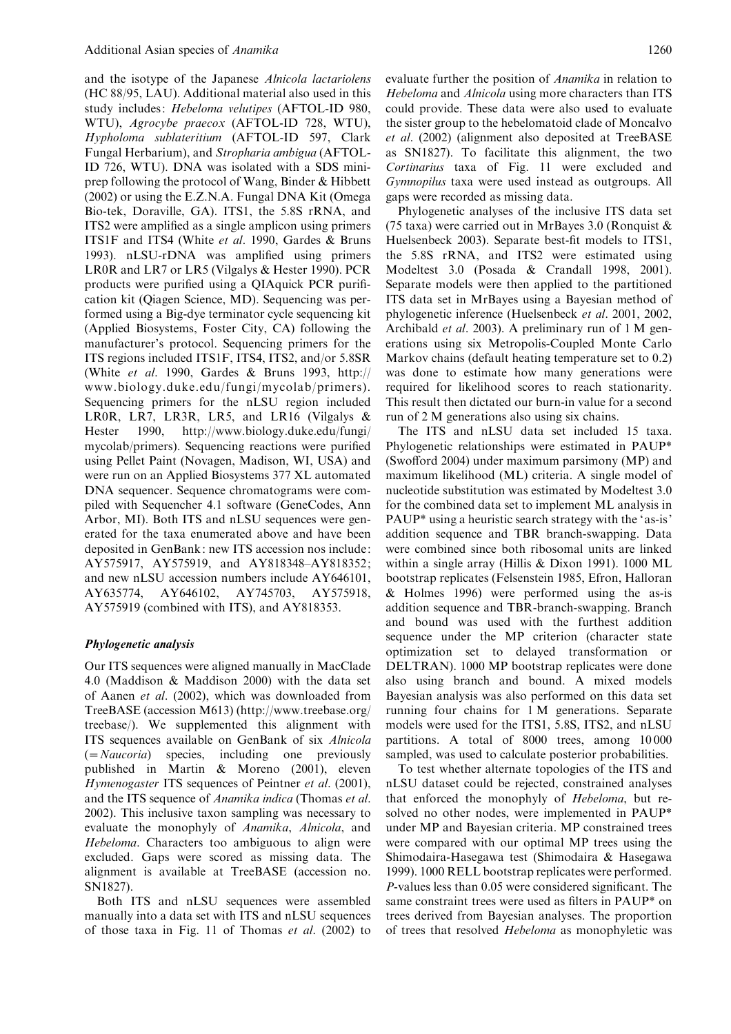and the isotype of the Japanese *Alnicola lactariolens* (HC 88/95, LAU). Additional material also used in this study includes: *Hebeloma velutipes* (AFTOL-ID 980, WTU), *Agrocybe praecox* (AFTOL-ID 728, WTU), *Hypholoma sublateritium* (AFTOL-ID 597, Clark Fungal Herbarium), and *Stropharia ambigua* (AFTOL-ID 726, WTU). DNA was isolated with a SDS mini-prep following the protocol of Wang, Binder & Hibbett (2002) or using the E.Z.N.A. Fungal DNA Kit (Omega Bio-tek, Doraville, GA). ITS1, the 5.8S rRNA, and ITS2 were amplified as a single amplicon using primers ITS1F and ITS4 (White *et al*. 1990, Gardes & Bruns 1993). nLSU-rDNA was amplified using primers LR0R and LR7 or LR5 (Vilgalys & Hester 1990). PCR products were purified using a QIAquick PCR purification kit (Qiagen Science, MD). Sequencing was performed using a Big-dye terminator cycle sequencing kit (Applied Biosystems, Foster City, CA) following the manufacturer's protocol. Sequencing primers for the ITS regions included ITS1F, ITS4, ITS2, and/or 5.8SR (White *et al*. 1990, Gardes & Bruns 1993, http://www.biology.duke.edu/fungi/mycolab/primers). Sequencing primers for the nLSU region included LR0R, LR7, LR3R, LR5, and LR16 (Vilgalys & Hester 1990, http://www.biology.duke.edu/fungi/mycolab/primers). Sequencing reactions were purified using Pellet Paint (Novagen, Madison, WI, USA) and were run on an Applied Biosystems 377 XL automated DNA sequencer. Sequence chromatograms were compiled with Sequencher 4.1 software (GeneCodes, Ann Arbor, MI). Both ITS and nLSU sequences were generated for the taxa enumerated above and have been deposited in GenBank: new ITS accession nos include: AY575917, AY575919, and AY818348–AY818352; and new nLSU accession numbers include AY646101, AY635774, AY646102, AY745703, AY575918, AY575919 (combined with ITS), and AY818353.

### *Phylogenetic analysis*

Our ITS sequences were aligned manually in MacClade 4.0 (Maddison & Maddison 2000) with the data set of Aanen *et al*. (2002), which was downloaded from TreeBASE (accession M613) (http://www.treebase.org/treebase/). We supplemented this alignment with ITS sequences available on GenBank of six *Alnicola* (=*Naucoria*) species, including one previously published in Martin & Moreno (2001), eleven *Hymenogaster* ITS sequences of Peintner *et al*. (2001), and the ITS sequence of *Anamika indica* (Thomas *et al*. 2002). This inclusive taxon sampling was necessary to evaluate the monophyly of *Anamika*, *Alnicola*, and *Hebeloma*. Characters too ambiguous to align were excluded. Gaps were scored as missing data. The alignment is available at TreeBASE (accession no. SN1827).

Both ITS and nLSU sequences were assembled manually into a data set with ITS and nLSU sequences of those taxa in Fig. 11 of Thomas *et al*. (2002) to evaluate further the position of *Anamika* in relation to *Hebeloma* and *Alnicola* using more characters than ITS could provide. These data were also used to evaluate the sister group to the hebelomatoid clade of Moncalvo *et al*. (2002) (alignment also deposited at TreeBASE as SN1827). To facilitate this alignment, the two *Cortinarius* taxa of Fig. 11 were excluded and *Gymnopilus* taxa were used instead as outgroups. All gaps were recorded as missing data.

Phylogenetic analyses of the inclusive ITS data set (75 taxa) were carried out in MrBayes 3.0 (Ronquist & Huelsenbeck 2003). Separate best-fit models to ITS1, the 5.8S rRNA, and ITS2 were estimated using Modeltest 3.0 (Posada & Crandall 1998, 2001). Separate models were then applied to the partitioned ITS data set in MrBayes using a Bayesian method of phylogenetic inference (Huelsenbeck *et al*. 2001, 2002, Archibald *et al*. 2003). A preliminary run of 1 M generations using six Metropolis-Coupled Monte Carlo Markov chains (default heating temperature set to 0.2) was done to estimate how many generations were required for likelihood scores to reach stationarity. This result then dictated our burn-in value for a second run of 2 M generations also using six chains.

The ITS and nLSU data set included 15 taxa. Phylogenetic relationships were estimated in PAUP* (Swofford 2004) under maximum parsimony (MP) and maximum likelihood (ML) criteria. A single model of nucleotide substitution was estimated by Modeltest 3.0 for the combined data set to implement ML analysis in PAUP* using a heuristic search strategy with the 'as-is' addition sequence and TBR branch-swapping. Data were combined since both ribosomal units are linked within a single array (Hillis & Dixon 1991). 1000 ML bootstrap replicates (Felsenstein 1985, Efron, Halloran & Holmes 1996) were performed using the as-is addition sequence and TBR-branch-swapping. Branch and bound was used with the furthest addition sequence under the MP criterion (character state optimization set to delayed transformation or DELTRAN). 1000 MP bootstrap replicates were done also using branch and bound. A mixed models Bayesian analysis was also performed on this data set running four chains for 1 M generations. Separate models were used for the ITS1, 5.8S, ITS2, and nLSU partitions. A total of 8000 trees, among 10 000 sampled, was used to calculate posterior probabilities.

To test whether alternate topologies of the ITS and nLSU dataset could be rejected, constrained analyses that enforced the monophyly of *Hebeloma*, but resolved no other nodes, were implemented in PAUP* under MP and Bayesian criteria. MP constrained trees were compared with our optimal MP trees using the Shimodaira-Hasegawa test (Shimodaira & Hasegawa 1999). 1000 RELL bootstrap replicates were performed. *P*-values less than 0.05 were considered significant. The same constraint trees were used as filters in PAUP* on trees derived from Bayesian analyses. The proportion of trees that resolved *Hebeloma* as monophyletic was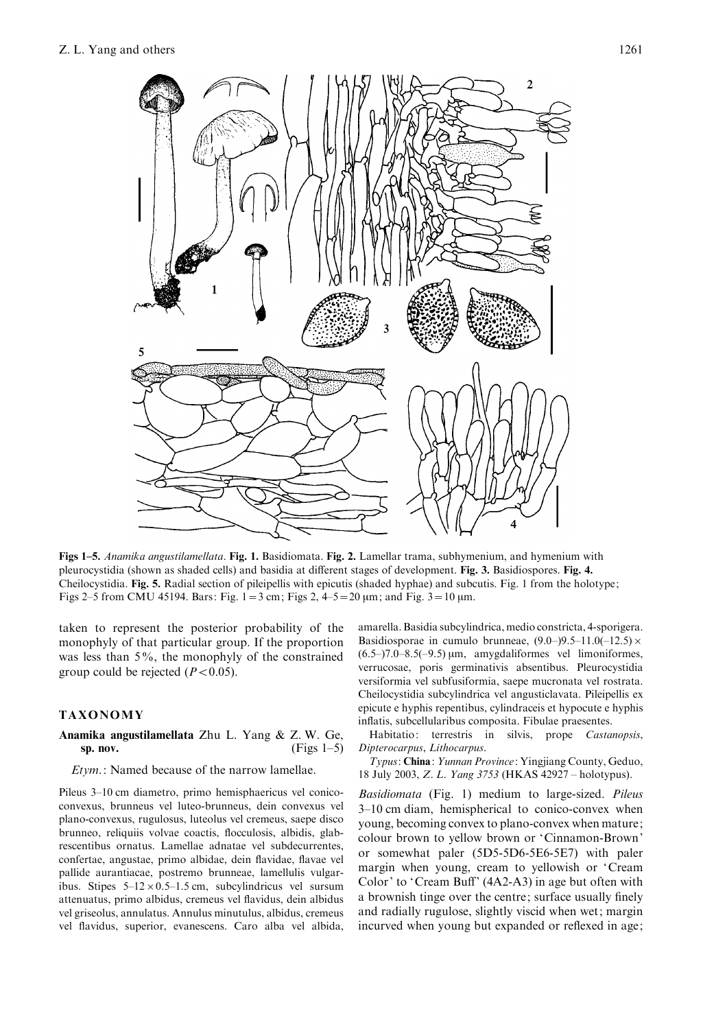Figs 1–5. *Anamika angustilamellata*. **Fig. 1.** Basidiomata. **Fig. 2.** Lamellar trama, subhymenium, and hymenium with pleurocystidia (shown as shaded cells) and basidia at different stages of development. **Fig. 3.** Basidiospores. **Fig. 4.** Cheilocystidia. **Fig. 5.** Radial section of pileipellis with epicutis (shaded hyphae) and subcutis. Fig. 1 from the holotype; Figs 2–5 from CMU 45194. Bars: Fig. 1 = 3 cm; Figs 2, 4–5 = 20 μm; and Fig. 3 = 10 μm.

taken to represent the posterior probability of the monophyly of that particular group. If the proportion was less than 5%, the monophyly of the constrained group could be rejected ($P < 0.05$).

## TAXONOMY

**Anamika angustilamellata** Zhu L. Yang & Z. W. Ge, **sp. nov.** (Figs 1–5)

*Etym.*: Named because of the narrow lamellae.

Pileus 3–10 cm diametro, primo hemisphaericus vel conico-convexus, brunneus vel luteo-brunneus, dein convexus vel plano-convexus, rugulosus, luteolus vel cremeus, saepe disco brunneo, reliquiis volvae coactis, flocculosis, albidis, glabrescentibus ornatus. Lamellae adnatae vel subdecurrentes, confertae, angustae, primo albidae, dein flavidae, flavae vel pallide aurantiacae, postremo brunneae, lamellulis vulgaribus. Stipes 5–12 × 0.5–1.5 cm, subcylindricus vel sursum attenuatus, primo albidus, cremeus vel flavidus, dein albidus vel griseolus, annulatus. Annulus minutulus, albidus, cremeus vel flavidus, superior, evanescens. Caro alba vel albida, amarella. Basidia subcylindrica, medio constricta, 4-sporigera. Basidiosporae in cumulo brunneae, (9.0–)9.5–11.0(–12.5) × (6.5–)7.0–8.5(–9.5) μm, amygdaliformes vel limoniformes, verrucosae, poris germinativis absentibus. Pleurocystidia versiformia vel subfusiformia, saepe mucronata vel rostrata. Cheilocystidia subcylindrica vel angusticlavata. Pileipellis ex epicute e hyphis repentibus, cylindraceis et hypocute e hyphis inflatis, subcellularibus composita. Fibulae praesentes.

Habitatio: terrestris in silvis, prope *Castanopsis*, *Dipterocarpus*, *Lithocarpus*.

*Typus*: **China**: *Yunnan Province*: Yingjiang County, Geduo, 18 July 2003, *Z. L. Yang 3753* (HKAS 42927 – holotypus).

*Basidiomata* (Fig. 1) medium to large-sized. *Pileus* 3–10 cm diam, hemispherical to conico-convex when young, becoming convex to plano-convex when mature; colour brown to yellow brown or 'Cinnamon-Brown' or somewhat paler (5D5-5D6-5E6-5E7) with paler margin when young, cream to yellowish or 'Cream Color' to 'Cream Buff' (4A2-A3) in age but often with a brownish tinge over the centre; surface usually finely and radially rugulose, slightly viscid when wet; margin incurved when young but expanded or reflexed in age;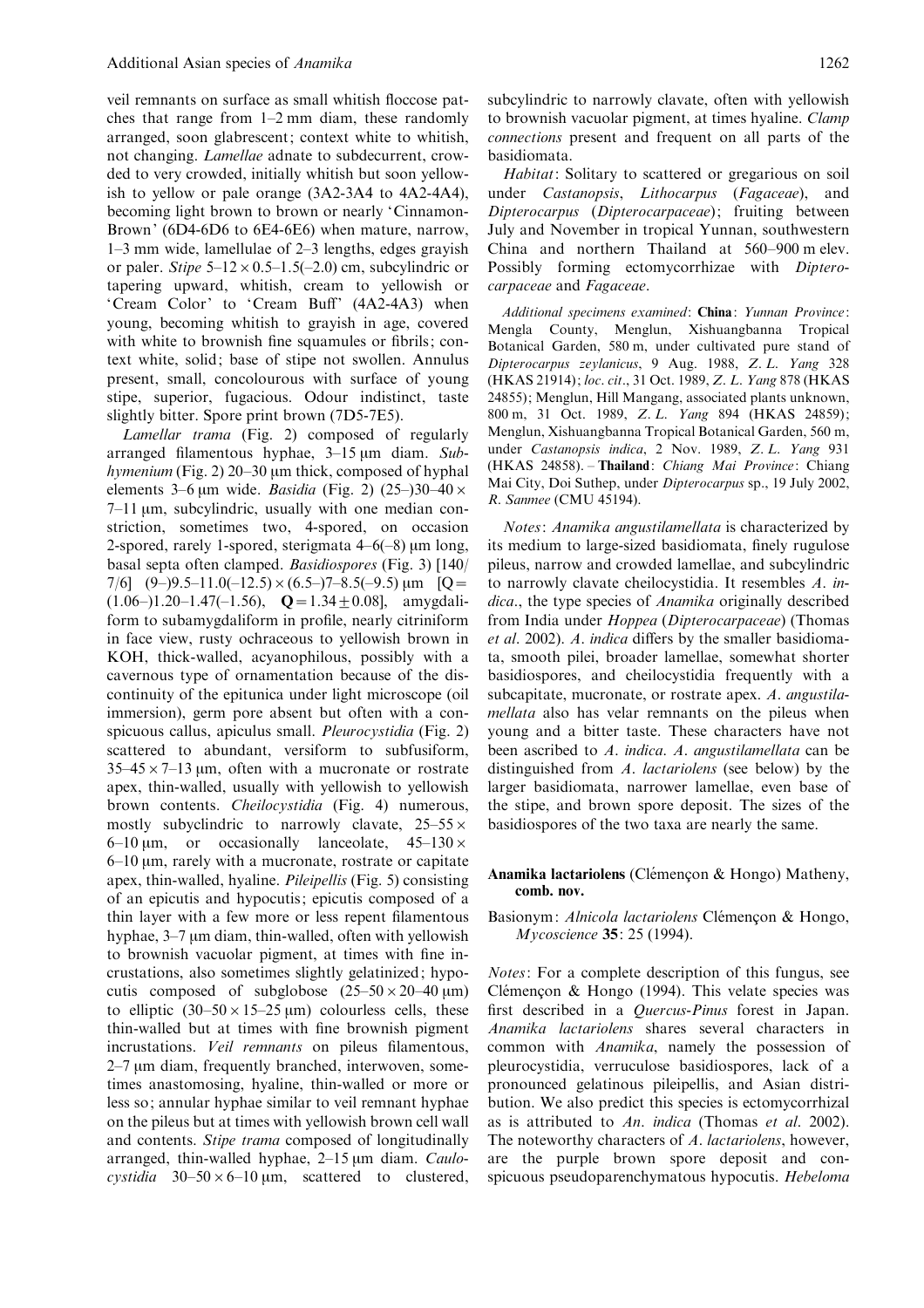veil remnants on surface as small whitish floccose patches that range from 1–2 mm diam, these randomly arranged, soon glabrescent; context white to whitish, not changing. *Lamellae* adnate to subdecurrent, crowded to very crowded, initially whitish but soon yellowish to yellow or pale orange (3A2-3A4 to 4A2-4A4), becoming light brown to brown or nearly 'Cinnamon-Brown' (6D4-6D6 to 6E4-6E6) when mature, narrow, 1–3 mm wide, lamellulae of 2–3 lengths, edges grayish or paler. *Stipe* 5–12 × 0.5–1.5(–2.0) cm, subcylindric or tapering upward, whitish, cream to yellowish or 'Cream Color' to 'Cream Buff' (4A2-4A3) when young, becoming whitish to grayish in age, covered with white to brownish fine squamules or fibrils; context white, solid; base of stipe not swollen. Annulus present, small, concolourous with surface of young stipe, superior, fugacious. Odour indistinct, taste slightly bitter. Spore print brown (7D5-7E5).

*Lamellar trama* (Fig. 2) composed of regularly arranged filamentous hyphae, 3–15 µm diam. *Subhymenium* (Fig. 2) 20–30 µm thick, composed of hyphal elements 3–6 µm wide. *Basidia* (Fig. 2) (25–)30–40 × 7–11 µm, subcylindric, usually with one median constriction, sometimes two, 4-spored, on occasion 2-spored, rarely 1-spored, sterigmata 4–6(–8) µm long, basal septa often clamped. *Basidiospores* (Fig. 3) [140/7/6] (9–)9.5–11.0(–12.5) × (6.5–)7–8.5(–9.5) µm [Q = (1.06–)1.20–1.47(–1.56), **Q** = 1.34 ± 0.08], amygdaliform to subamygdaliform in profile, nearly citriniform in face view, rusty ochraceous to yellowish brown in KOH, thick-walled, acyanophilous, possibly with a cavernous type of ornamentation because of the discontinuity of the epitunica under light microscope (oil immersion), germ pore absent but often with a conspicuous callus, apiculus small. *Pleurocystidia* (Fig. 2) scattered to abundant, versiform to subfusiform, 35–45 × 7–13 µm, often with a mucronate or rostrate apex, thin-walled, usually with yellowish to yellowish brown contents. *Cheilocystidia* (Fig. 4) numerous, mostly subcylindric to narrowly clavate, 25–55 × 6–10 µm, or occasionally lanceolate, 45–130 × 6–10 µm, rarely with a mucronate, rostrate or capitate apex, thin-walled, hyaline. *Pileipellis* (Fig. 5) consisting of an epicutis and hypocutis; epicutis composed of a thin layer with a few more or less repent filamentous hyphae, 3–7 µm diam, thin-walled, often with yellowish to brownish vacuolar pigment, at times with fine incrustations, also sometimes slightly gelatinized; hypocutis composed of subglobose (25–50 × 20–40 µm) to elliptic (30–50 × 15–25 µm) colourless cells, these thin-walled but at times with fine brownish pigment incrustations. *Veil remnants* on pileus filamentous, 2–7 µm diam, frequently branched, interwoven, sometimes anastomosing, hyaline, thin-walled or more or less so; annular hyphae similar to veil remnant hyphae on the pileus but at times with yellowish brown cell wall and contents. *Stipe trama* composed of longitudinally arranged, thin-walled hyphae, 2–15 µm diam. *Caulocystidia* 30–50 × 6–10 µm, scattered to clustered, subcylindric to narrowly clavate, often with yellowish to brownish vacuolar pigment, at times hyaline. *Clamp connections* present and frequent on all parts of the basidiomata.

*Habitat*: Solitary to scattered or gregarious on soil under *Castanopsis*, *Lithocarpus* (*Fagaceae*), and *Dipterocarpus* (*Dipterocarpaceae*); fruiting between July and November in tropical Yunnan, southwestern China and northern Thailand at 560–900 m elev. Possibly forming ectomycorrhizae with *Dipterocarpaceae* and *Fagaceae*.

*Additional specimens examined*: **China**: *Yunnan Province*: Mengla County, Menglun, Xishuangbanna Tropical Botanical Garden, 580 m, under cultivated pure stand of *Dipterocarpus zeylanicus*, 9 Aug. 1988, *Z. L. Yang* 328 (HKAS 21914); *loc. cit*., 31 Oct. 1989, *Z. L. Yang* 878 (HKAS 24855); Menglun, Hill Mangang, associated plants unknown, 800 m, 31 Oct. 1989, *Z. L. Yang* 894 (HKAS 24859); Menglun, Xishuangbanna Tropical Botanical Garden, 560 m, under *Castanopsis indica*, 2 Nov. 1989, *Z. L. Yang* 931 (HKAS 24858). – **Thailand**: *Chiang Mai Province*: Chiang Mai City, Doi Suthep, under *Dipterocarpus* sp., 19 July 2002, *R. Sanmee* (CMU 45194).

*Notes*: *Anamika angustilamellata* is characterized by its medium to large-sized basidiomata, finely rugulose pileus, narrow and crowded lamellae, and subcylindric to narrowly clavate cheilocystidia. It resembles *A. indica*., the type species of *Anamika* originally described from India under *Hoppea* (*Dipterocarpaceae*) (Thomas *et al*. 2002). *A. indica* differs by the smaller basidiomata, smooth pilei, broader lamellae, somewhat shorter basidiospores, and cheilocystidia frequently with a subcapitate, mucronate, or rostrate apex. *A. angustilamellata* also has velar remnants on the pileus when young and a bitter taste. These characters have not been ascribed to *A. indica*. *A. angustilamellata* can be distinguished from *A. lactariolens* (see below) by the larger basidiomata, narrower lamellae, even base of the stipe, and brown spore deposit. The sizes of the basidiospores of the two taxa are nearly the same.

**Anamika lactariolens** (Clémençon & Hongo) Matheny, **comb. nov.**

Basionym: *Alnicola lactariolens* Clémençon & Hongo, *Mycoscience* **35**: 25 (1994).

*Notes*: For a complete description of this fungus, see Clémençon & Hongo (1994). This velate species was first described in a *Quercus*-*Pinus* forest in Japan. *Anamika lactariolens* shares several characters in common with *Anamika*, namely the possession of pleurocystidia, verruculose basidiospores, lack of a pronounced gelatinous pileipellis, and Asian distribution. We also predict this species is ectomycorrhizal as is attributed to *An. indica* (Thomas *et al*. 2002). The noteworthy characters of *A. lactariolens*, however, are the purple brown spore deposit and conspicuous pseudoparenchymatous hypocutis. *Hebeloma*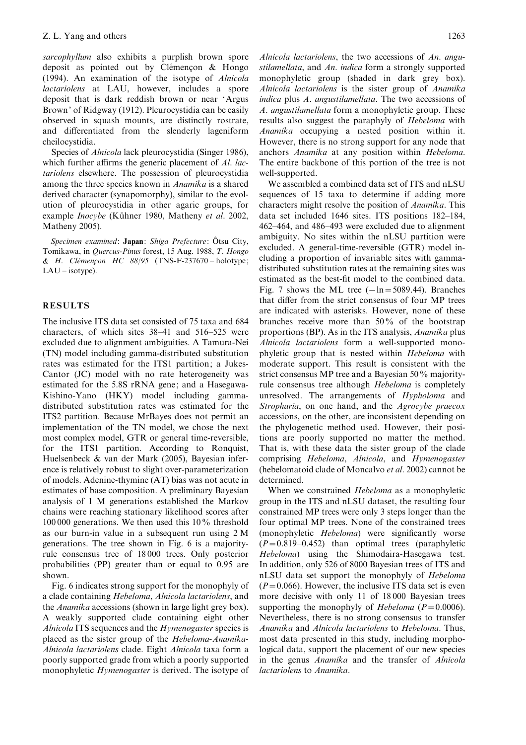*sarcophyllum* also exhibits a purplish brown spore deposit as pointed out by Clémençon & Hongo (1994). An examination of the isotype of *Alnicola lactariolens* at LAU, however, includes a spore deposit that is dark reddish brown or near 'Argus Brown' of Ridgway (1912). Pleurocystidia can be easily observed in squash mounts, are distinctly rostrate, and differentiated from the slenderly lageniform cheilocystidia.

Species of *Alnicola* lack pleurocystidia (Singer 1986), which further affirms the generic placement of *Al. lactariolens* elsewhere. The possession of pleurocystidia among the three species known in *Anamika* is a shared derived character (synapomorphy), similar to the evolution of pleurocystidia in other agaric groups, for example *Inocybe* (Kühner 1980, Matheny *et al*. 2002, Matheny 2005).

*Specimen examined*: **Japan**: *Shiga Prefecture*: Ôtsu City, Tomikawa, in *Quercus-Pinus* forest, 15 Aug. 1988, *T. Hongo & H. Clémençon HC 88/95* (TNS-F-237670 – holotype; LAU – isotype).

## RESULTS

The inclusive ITS data set consisted of 75 taxa and 684 characters, of which sites 38–41 and 516–525 were excluded due to alignment ambiguities. A Tamura-Nei (TN) model including gamma-distributed substitution rates was estimated for the ITS1 partition; a Jukes-Cantor (JC) model with no rate heterogeneity was estimated for the 5.8S rRNA gene; and a Hasegawa-Kishino-Yano (HKY) model including gamma-distributed substitution rates was estimated for the ITS2 partition. Because MrBayes does not permit an implementation of the TN model, we chose the next most complex model, GTR or general time-reversible, for the ITS1 partition. According to Ronquist, Huelsenbeck & van der Mark (2005), Bayesian inference is relatively robust to slight over-parameterization of models. Adenine-thymine (AT) bias was not acute in estimates of base composition. A preliminary Bayesian analysis of 1 M generations established the Markov chains were reaching stationary likelihood scores after 100 000 generations. We then used this 10% threshold as our burn-in value in a subsequent run using 2 M generations. The tree shown in Fig. 6 is a majority-rule consensus tree of 18 000 trees. Only posterior probabilities (PP) greater than or equal to 0.95 are shown.

Fig. 6 indicates strong support for the monophyly of a clade containing *Hebeloma*, *Alnicola lactariolens*, and the *Anamika* accessions (shown in large light grey box). A weakly supported clade containing eight other *Alnicola* ITS sequences and the *Hymenogaster* species is placed as the sister group of the *Hebeloma*-*Anamika*-*Alnicola lactariolens* clade. Eight *Alnicola* taxa form a poorly supported grade from which a poorly supported monophyletic *Hymenogaster* is derived. The isotype of *Alnicola lactariolens*, the two accessions of *An. angustilamellata*, and *An. indica* form a strongly supported monophyletic group (shaded in dark grey box). *Alnicola lactariolens* is the sister group of *Anamika indica* plus *A. angustilamellata*. The two accessions of *A. angustilamellata* form a monophyletic group. These results also suggest the paraphyly of *Hebeloma* with *Anamika* occupying a nested position within it. However, there is no strong support for any node that anchors *Anamika* at any position within *Hebeloma*. The entire backbone of this portion of the tree is not well-supported.

We assembled a combined data set of ITS and nLSU sequences of 15 taxa to determine if adding more characters might resolve the position of *Anamika*. This data set included 1646 sites. ITS positions 182–184, 462–464, and 486–493 were excluded due to alignment ambiguity. No sites within the nLSU partition were excluded. A general-time-reversible (GTR) model including a proportion of invariable sites with gamma-distributed substitution rates at the remaining sites was estimated as the best-fit model to the combined data. Fig. 7 shows the ML tree ($-\ln = 5089.44$). Branches that differ from the strict consensus of four MP trees are indicated with asterisks. However, none of these branches receive more than 50% of the bootstrap proportions (BP). As in the ITS analysis, *Anamika* plus *Alnicola lactariolens* form a well-supported monophyletic group that is nested within *Hebeloma* with moderate support. This result is consistent with the strict consensus MP tree and a Bayesian 50% majority-rule consensus tree although *Hebeloma* is completely unresolved. The arrangements of *Hypholoma* and *Stropharia*, on one hand, and the *Agrocybe praecox* accessions, on the other, are inconsistent depending on the phylogenetic method used. However, their positions are poorly supported no matter the method. That is, with these data the sister group of the clade comprising *Hebeloma*, *Alnicola*, and *Hymenogaster* (hebelomatoid clade of Moncalvo *et al*. 2002) cannot be determined.

When we constrained *Hebeloma* as a monophyletic group in the ITS and nLSU dataset, the resulting four constrained MP trees were only 3 steps longer than the four optimal MP trees. None of the constrained trees (monophyletic *Hebeloma*) were significantly worse ($P = 0.819$–$0.452$) than optimal trees (paraphyletic *Hebeloma*) using the Shimodaira-Hasegawa test. In addition, only 526 of 8000 Bayesian trees of ITS and nLSU data set support the monophyly of *Hebeloma* ($P = 0.066$). However, the inclusive ITS data set is even more decisive with only 11 of 18 000 Bayesian trees supporting the monophyly of *Hebeloma* ($P = 0.0006$). Nevertheless, there is no strong consensus to transfer *Anamika* and *Alnicola lactariolens* to *Hebeloma*. Thus, most data presented in this study, including morphological data, support the placement of our new species in the genus *Anamika* and the transfer of *Alnicola lactariolens* to *Anamika*.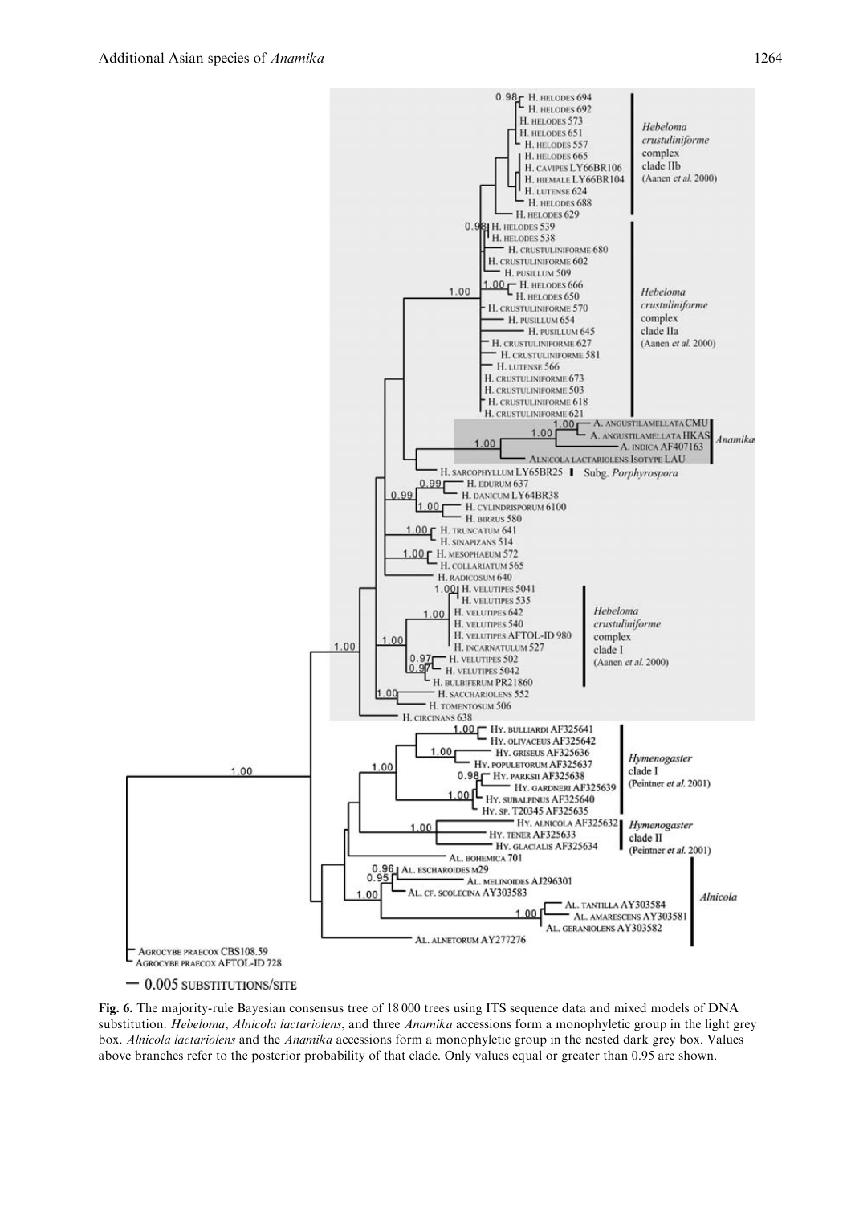**Fig. 6.** The majority-rule Bayesian consensus tree of 18 000 trees using ITS sequence data and mixed models of DNA substitution. *Hebeloma*, *Alnicola lactariolens*, and three *Anamika* accessions form a monophyletic group in the light grey box. *Alnicola lactariolens* and the *Anamika* accessions form a monophyletic group in the nested dark grey box. Values above branches refer to the posterior probability of that clade. Only values equal or greater than 0.95 are shown.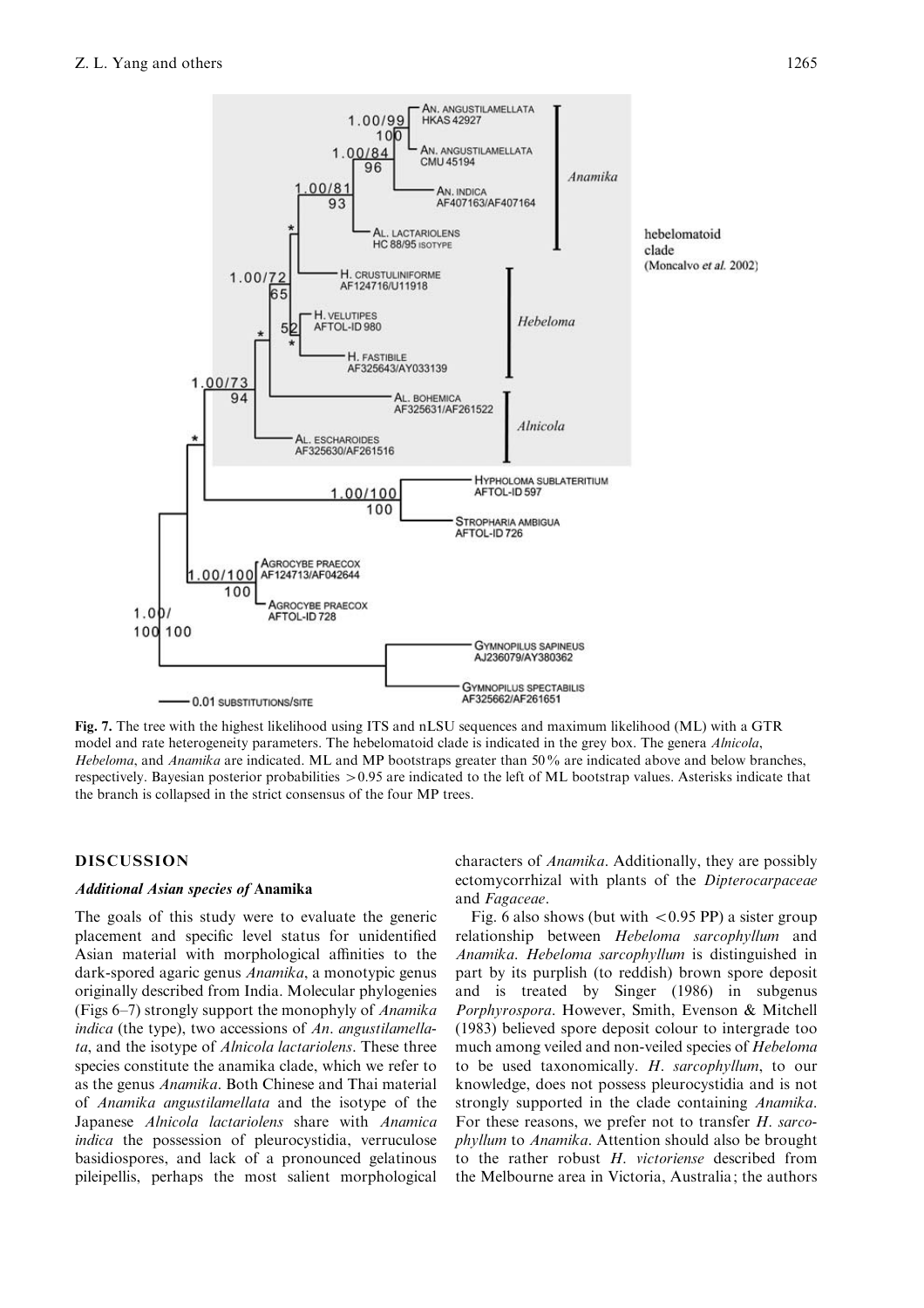**Fig. 7.** The tree with the highest likelihood using ITS and nLSU sequences and maximum likelihood (ML) with a GTR model and rate heterogeneity parameters. The hebelomatoid clade is indicated in the grey box. The genera *Alnicola*, *Hebeloma*, and *Anamika* are indicated. ML and MP bootstraps greater than 50% are indicated above and below branches, respectively. Bayesian posterior probabilities >0.95 are indicated to the left of ML bootstrap values. Asterisks indicate that the branch is collapsed in the strict consensus of the four MP trees.

## DISCUSSION

### *Additional Asian species of* Anamika

The goals of this study were to evaluate the generic placement and specific level status for unidentified Asian material with morphological affinities to the dark-spored agaric genus *Anamika*, a monotypic genus originally described from India. Molecular phylogenies (Figs 6–7) strongly support the monophyly of *Anamika indica* (the type), two accessions of *An. angustilamellata*, and the isotype of *Alnicola lactariolens*. These three species constitute the anamika clade, which we refer to as the genus *Anamika*. Both Chinese and Thai material of *Anamika angustilamellata* and the isotype of the Japanese *Alnicola lactariolens* share with *Anamica indica* the possession of pleurocystidia, verruculose basidiospores, and lack of a pronounced gelatinous pileipellis, perhaps the most salient morphological characters of *Anamika*. Additionally, they are possibly ectomycorrhizal with plants of the *Dipterocarpaceae* and *Fagaceae*.

Fig. 6 also shows (but with <0.95 PP) a sister group relationship between *Hebeloma sarcophyllum* and *Anamika*. *Hebeloma sarcophyllum* is distinguished in part by its purplish (to reddish) brown spore deposit and is treated by Singer (1986) in subgenus *Porphyrospora*. However, Smith, Evenson & Mitchell (1983) believed spore deposit colour to intergrade too much among veiled and non-veiled species of *Hebeloma* to be used taxonomically. *H. sarcophyllum*, to our knowledge, does not possess pleurocystidia and is not strongly supported in the clade containing *Anamika*. For these reasons, we prefer not to transfer *H. sarcophyllum* to *Anamika*. Attention should also be brought to the rather robust *H. victoriense* described from the Melbourne area in Victoria, Australia; the authors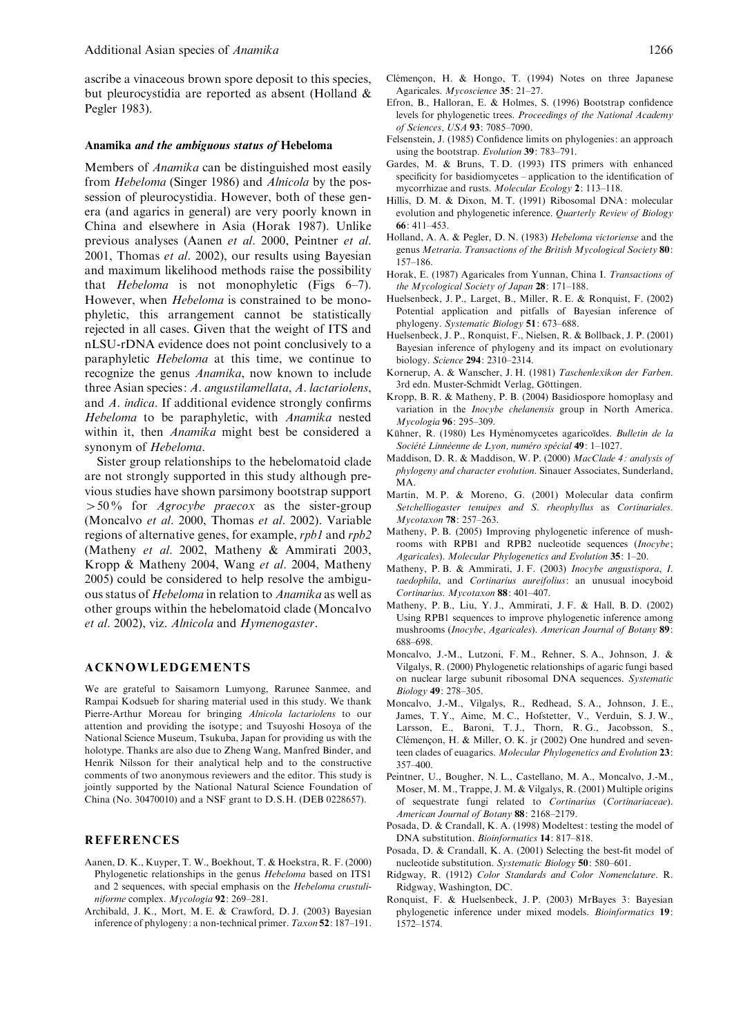ascribe a vinaceous brown spore deposit to this species, but pleurocystidia are reported as absent (Holland & Pegler 1983).

### *Anamika and the ambiguous status of Hebeloma*

Members of *Anamika* can be distinguished most easily from *Hebeloma* (Singer 1986) and *Alnicola* by the possession of pleurocystidia. However, both of these genera (and agarics in general) are very poorly known in China and elsewhere in Asia (Horak 1987). Unlike previous analyses (Aanen *et al*. 2000, Peintner *et al*. 2001, Thomas *et al*. 2002), our results using Bayesian and maximum likelihood methods raise the possibility that *Hebeloma* is not monophyletic (Figs 6–7). However, when *Hebeloma* is constrained to be monophyletic, this arrangement cannot be statistically rejected in all cases. Given that the weight of ITS and nLSU-rDNA evidence does not point conclusively to a paraphyletic *Hebeloma* at this time, we continue to recognize the genus *Anamika*, now known to include three Asian species: *A. angustilamellata*, *A. lactariolens*, and *A. indica*. If additional evidence strongly confirms *Hebeloma* to be paraphyletic, with *Anamika* nested within it, then *Anamika* might best be considered a synonym of *Hebeloma*.

Sister group relationships to the hebelomatoid clade are not strongly supported in this study although previous studies have shown parsimony bootstrap support $>50\%$ for *Agrocybe praecox* as the sister-group (Moncalvo *et al*. 2000, Thomas *et al*. 2002). Variable regions of alternative genes, for example, *rpb1* and *rpb2* (Matheny *et al*. 2002, Matheny & Ammirati 2003, Kropp & Matheny 2004, Wang *et al*. 2004, Matheny 2005) could be considered to help resolve the ambiguous status of *Hebeloma* in relation to *Anamika* as well as other groups within the hebelomatoid clade (Moncalvo *et al*. 2002), viz. *Alnicola* and *Hymenogaster*.

## ACKNOWLEDGEMENTS

We are grateful to Saisamorn Lumyong, Rarunee Sanmee, and Rampai Kodsueb for sharing material used in this study. We thank Pierre-Arthur Moreau for bringing *Alnicola lactariolens* to our attention and providing the isotype; and Tsuyoshi Hosoya of the National Science Museum, Tsukuba, Japan for providing us with the holotype. Thanks are also due to Zheng Wang, Manfred Binder, and Henrik Nilsson for their analytical help and to the constructive comments of two anonymous reviewers and the editor. This study is jointly supported by the National Natural Science Foundation of China (No. 30470010) and a NSF grant to D.S.H. (DEB 0228657).

## REFERENCES

Aanen, D. K., Kuyper, T. W., Boekhout, T. & Hoekstra, R. F. (2000) Phylogenetic relationships in the genus *Hebeloma* based on ITS1 and 2 sequences, with special emphasis on the *Hebeloma crustuliniforme* complex. *Mycologia* **92**: 269–281.

Archibald, J. K., Mort, M. E. & Crawford, D. J. (2003) Bayesian inference of phylogeny: a non-technical primer. *Taxon* **52**: 187–191.

Clémençon, H. & Hongo, T. (1994) Notes on three Japanese Agaricales. *Mycoscience* **35**: 21–27.

Efron, B., Halloran, E. & Holmes, S. (1996) Bootstrap confidence levels for phylogenetic trees. *Proceedings of the National Academy of Sciences, USA* **93**: 7085–7090.

Felsenstein, J. (1985) Confidence limits on phylogenies: an approach using the bootstrap. *Evolution* **39**: 783–791.

Gardes, M. & Bruns, T. D. (1993) ITS primers with enhanced specificity for basidiomycetes – application to the identification of mycorrhizae and rusts. *Molecular Ecology* **2**: 113–118.

Hillis, D. M. & Dixon, M. T. (1991) Ribosomal DNA: molecular evolution and phylogenetic inference. *Quarterly Review of Biology* **66**: 411–453.

Holland, A. A. & Pegler, D. N. (1983) *Hebeloma victoriense* and the genus *Metraria*. *Transactions of the British Mycological Society* **80**: 157–186.

Horak, E. (1987) Agaricales from Yunnan, China I. *Transactions of the Mycological Society of Japan* **28**: 171–188.

Huelsenbeck, J. P., Larget, B., Miller, R. E. & Ronquist, F. (2002) Potential application and pitfalls of Bayesian inference of phylogeny. *Systematic Biology* **51**: 673–688.

Huelsenbeck, J. P., Ronquist, F., Nielsen, R. & Bollback, J. P. (2001) Bayesian inference of phylogeny and its impact on evolutionary biology. *Science* **294**: 2310–2314.

Kornerup, A. & Wanscher, J. H. (1981) *Taschenlexikon der Farben*. 3rd edn. Muster-Schmidt Verlag, Göttingen.

Kropp, B. R. & Matheny, P. B. (2004) Basidiospore homoplasy and variation in the *Inocybe chelanensis* group in North America. *Mycologia* **96**: 295–309.

Kühner, R. (1980) Les Hyménomycetes agaricoïdes. *Bulletin de la Société Linnéenne de Lyon, numéro spécial* **49**: 1–1027.

Maddison, D. R. & Maddison, W. P. (2000) *MacClade 4: analysis of phylogeny and character evolution*. Sinauer Associates, Sunderland, MA.

Martin, M. P. & Moreno, G. (2001) Molecular data confirm *Setchelliogaster tenuipes* and *S. rheophyllus* as *Cortinariales*. *Mycotaxon* **78**: 257–263.

Matheny, P. B. (2005) Improving phylogenetic inference of mushrooms with RPB1 and RPB2 nucleotide sequences (*Inocybe*; *Agaricales*). *Molecular Phylogenetics and Evolution* **35**: 1–20.

Matheny, P. B. & Ammirati, J. F. (2003) *Inocybe angustispora*, *I. taedophila*, and *Cortinarius aureifolius*: an unusual inocyboid *Cortinarius*. *Mycotaxon* **88**: 401–407.

Matheny, P. B., Liu, Y. J., Ammirati, J. F. & Hall, B. D. (2002) Using RPB1 sequences to improve phylogenetic inference among mushrooms (*Inocybe*, *Agaricales*). *American Journal of Botany* **89**: 688–698.

Moncalvo, J.-M., Lutzoni, F. M., Rehner, S. A., Johnson, J. & Vilgalys, R. (2000) Phylogenetic relationships of agaric fungi based on nuclear large subunit ribosomal DNA sequences. *Systematic Biology* **49**: 278–305.

Moncalvo, J.-M., Vilgalys, R., Redhead, S. A., Johnson, J. E., James, T. Y., Aime, M. C., Hofstetter, V., Verduin, S. J. W., Larsson, E., Baroni, T. J., Thorn, R. G., Jacobsson, S., Clémençon, H. & Miller, O. K. jr (2002) One hundred and seventeen clades of euagarics. *Molecular Phylogenetics and Evolution* **23**: 357–400.

Peintner, U., Bougher, N. L., Castellano, M. A., Moncalvo, J.-M., Moser, M. M., Trappe, J. M. & Vilgalys, R. (2001) Multiple origins of sequestrate fungi related to *Cortinarius* (*Cortinariaceae*). *American Journal of Botany* **88**: 2168–2179.

Posada, D. & Crandall, K. A. (1998) Modeltest: testing the model of DNA substitution. *Bioinformatics* **14**: 817–818.

Posada, D. & Crandall, K. A. (2001) Selecting the best-fit model of nucleotide substitution. *Systematic Biology* **50**: 580–601.

Ridgway, R. (1912) *Color Standards and Color Nomenclature*. R. Ridgway, Washington, DC.

Ronquist, F. & Huelsenbeck, J. P. (2003) MrBayes 3: Bayesian phylogenetic inference under mixed models. *Bioinformatics* **19**: 1572–1574.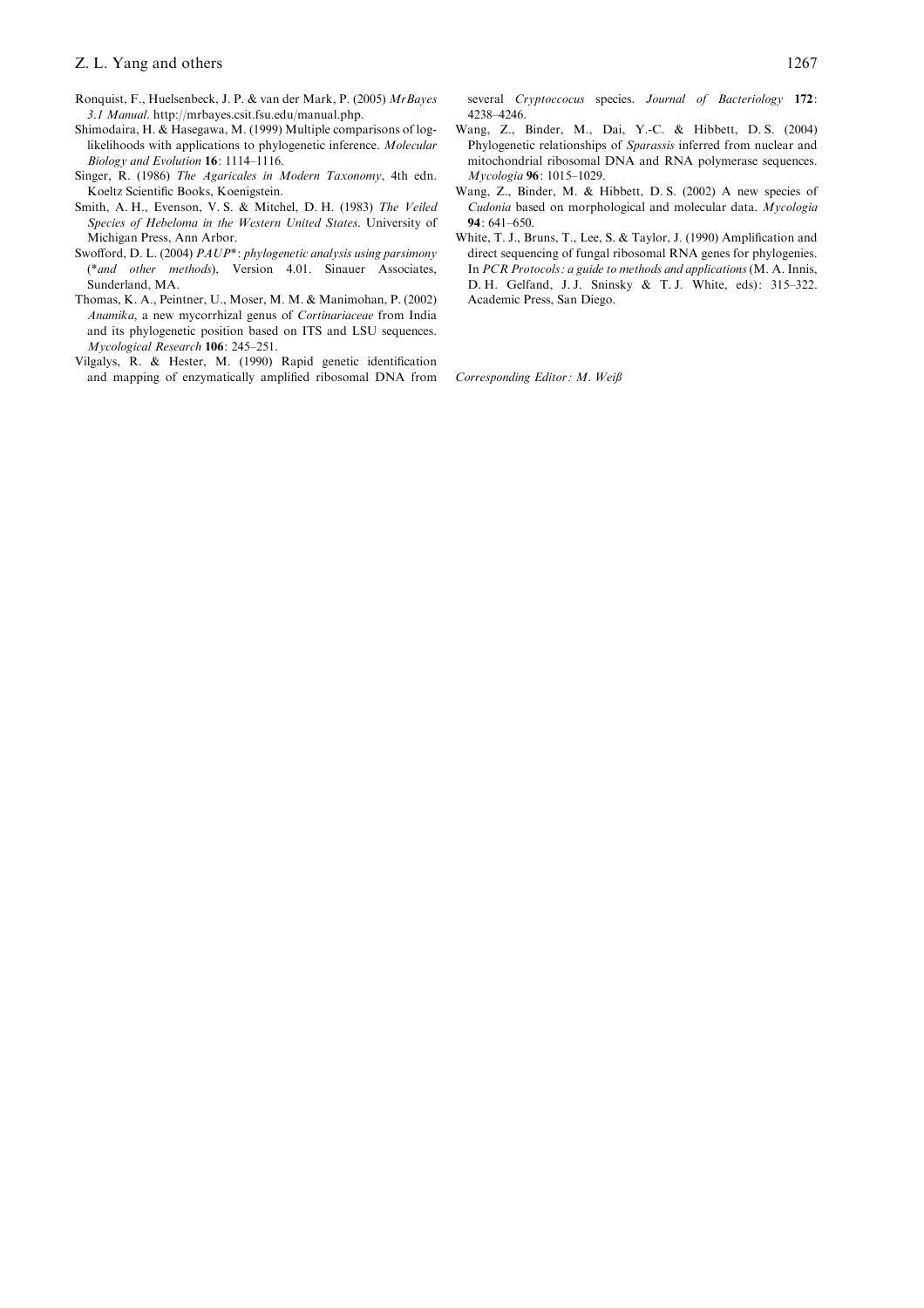Ronquist, F., Huelsenbeck, J. P. & van der Mark, P. (2005) *MrBayes 3.1 Manual*. http://mrbayes.csit.fsu.edu/manual.php.

Shimodaira, H. & Hasegawa, M. (1999) Multiple comparisons of log-likelihoods with applications to phylogenetic inference. *Molecular Biology and Evolution* **16**: 1114–1116.

Singer, R. (1986) *The Agaricales in Modern Taxonomy*, 4th edn. Koeltz Scientific Books, Koenigstein.

Smith, A. H., Evenson, V. S. & Mitchel, D. H. (1983) *The Veiled Species of Hebeloma in the Western United States*. University of Michigan Press, Ann Arbor.

Swofford, D. L. (2004) *PAUP\*: phylogenetic analysis using parsimony (\*and other methods)*, Version 4.01. Sinauer Associates, Sunderland, MA.

Thomas, K. A., Peintner, U., Moser, M. M. & Manimohan, P. (2002) *Anamika*, a new mycorrhizal genus of *Cortinariaceae* from India and its phylogenetic position based on ITS and LSU sequences. *Mycological Research* **106**: 245–251.

Vilgalys, R. & Hester, M. (1990) Rapid genetic identification and mapping of enzymatically amplified ribosomal DNA from several *Cryptoccocus* species. *Journal of Bacteriology* **172**: 4238–4246.

Wang, Z., Binder, M., Dai, Y.-C. & Hibbett, D. S. (2004) Phylogenetic relationships of *Sparassis* inferred from nuclear and mitochondrial ribosomal DNA and RNA polymerase sequences. *Mycologia* **96**: 1015–1029.

Wang, Z., Binder, M. & Hibbett, D. S. (2002) A new species of *Cudonia* based on morphological and molecular data. *Mycologia* **94**: 641–650.

White, T. J., Bruns, T., Lee, S. & Taylor, J. (1990) Amplification and direct sequencing of fungal ribosomal RNA genes for phylogenies. In *PCR Protocols: a guide to methods and applications* (M. A. Innis, D. H. Gelfand, J. J. Sninsky & T. J. White, eds): 315–322. Academic Press, San Diego.

*Corresponding Editor: M. Weiß*